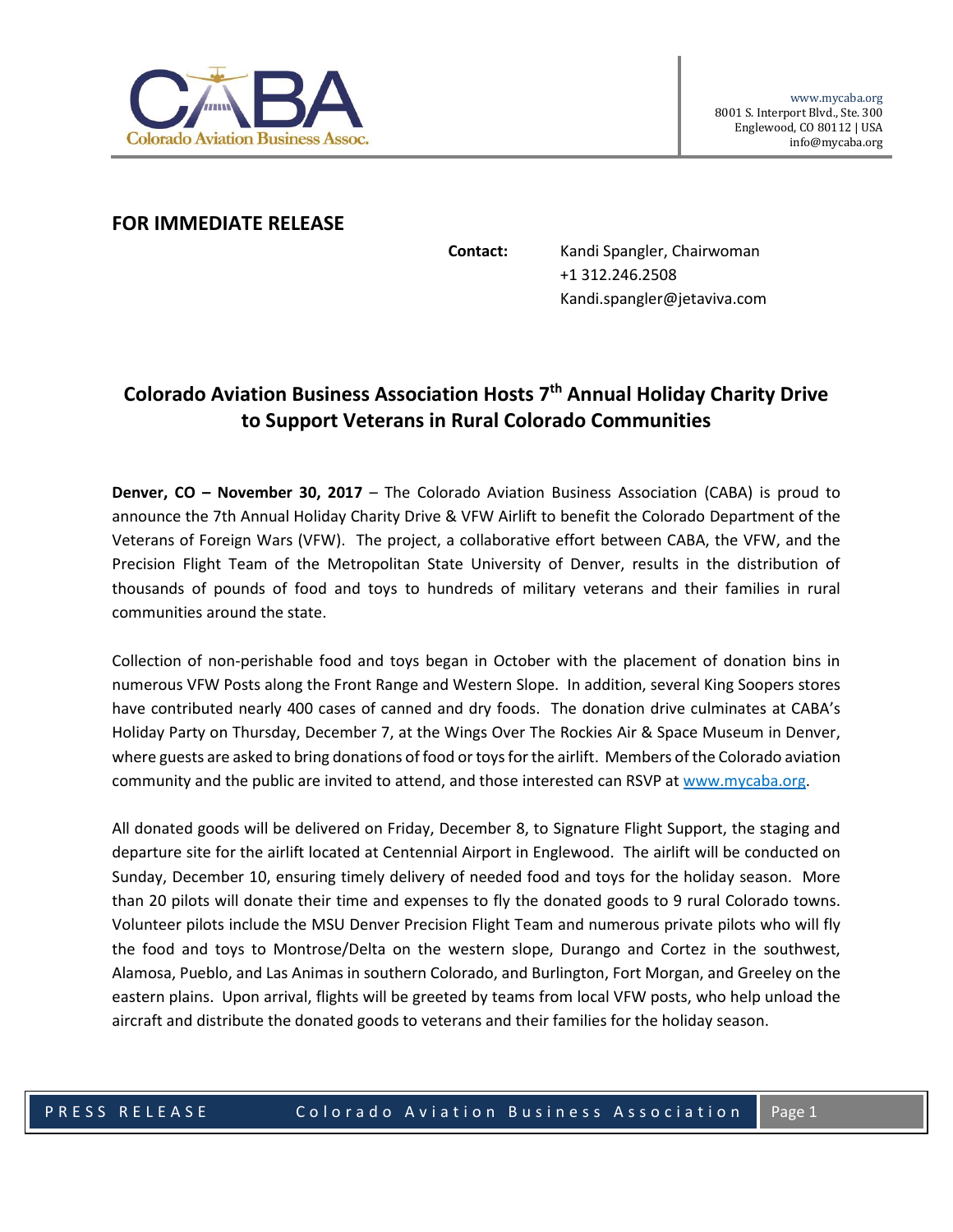Colorado Aviation Business Assoc.

www.mycaba.org
8001 S. Interport Blvd., Ste. 300
Englewood, CO 80112 | USA
info@mycaba.org

**FOR IMMEDIATE RELEASE**

**Contact:** Kandi Spangler, Chairwoman
+1 312.246.2508
Kandi.spangler@jetaviva.com

## Colorado Aviation Business Association Hosts 7th Annual Holiday Charity Drive to Support Veterans in Rural Colorado Communities

**Denver, CO – November 30, 2017** – The Colorado Aviation Business Association (CABA) is proud to announce the 7th Annual Holiday Charity Drive & VFW Airlift to benefit the Colorado Department of the Veterans of Foreign Wars (VFW). The project, a collaborative effort between CABA, the VFW, and the Precision Flight Team of the Metropolitan State University of Denver, results in the distribution of thousands of pounds of food and toys to hundreds of military veterans and their families in rural communities around the state.

Collection of non-perishable food and toys began in October with the placement of donation bins in numerous VFW Posts along the Front Range and Western Slope. In addition, several King Soopers stores have contributed nearly 400 cases of canned and dry foods. The donation drive culminates at CABA's Holiday Party on Thursday, December 7, at the Wings Over The Rockies Air & Space Museum in Denver, where guests are asked to bring donations of food or toys for the airlift. Members of the Colorado aviation community and the public are invited to attend, and those interested can RSVP at www.mycaba.org.

All donated goods will be delivered on Friday, December 8, to Signature Flight Support, the staging and departure site for the airlift located at Centennial Airport in Englewood. The airlift will be conducted on Sunday, December 10, ensuring timely delivery of needed food and toys for the holiday season. More than 20 pilots will donate their time and expenses to fly the donated goods to 9 rural Colorado towns. Volunteer pilots include the MSU Denver Precision Flight Team and numerous private pilots who will fly the food and toys to Montrose/Delta on the western slope, Durango and Cortez in the southwest, Alamosa, Pueblo, and Las Animas in southern Colorado, and Burlington, Fort Morgan, and Greeley on the eastern plains. Upon arrival, flights will be greeted by teams from local VFW posts, who help unload the aircraft and distribute the donated goods to veterans and their families for the holiday season.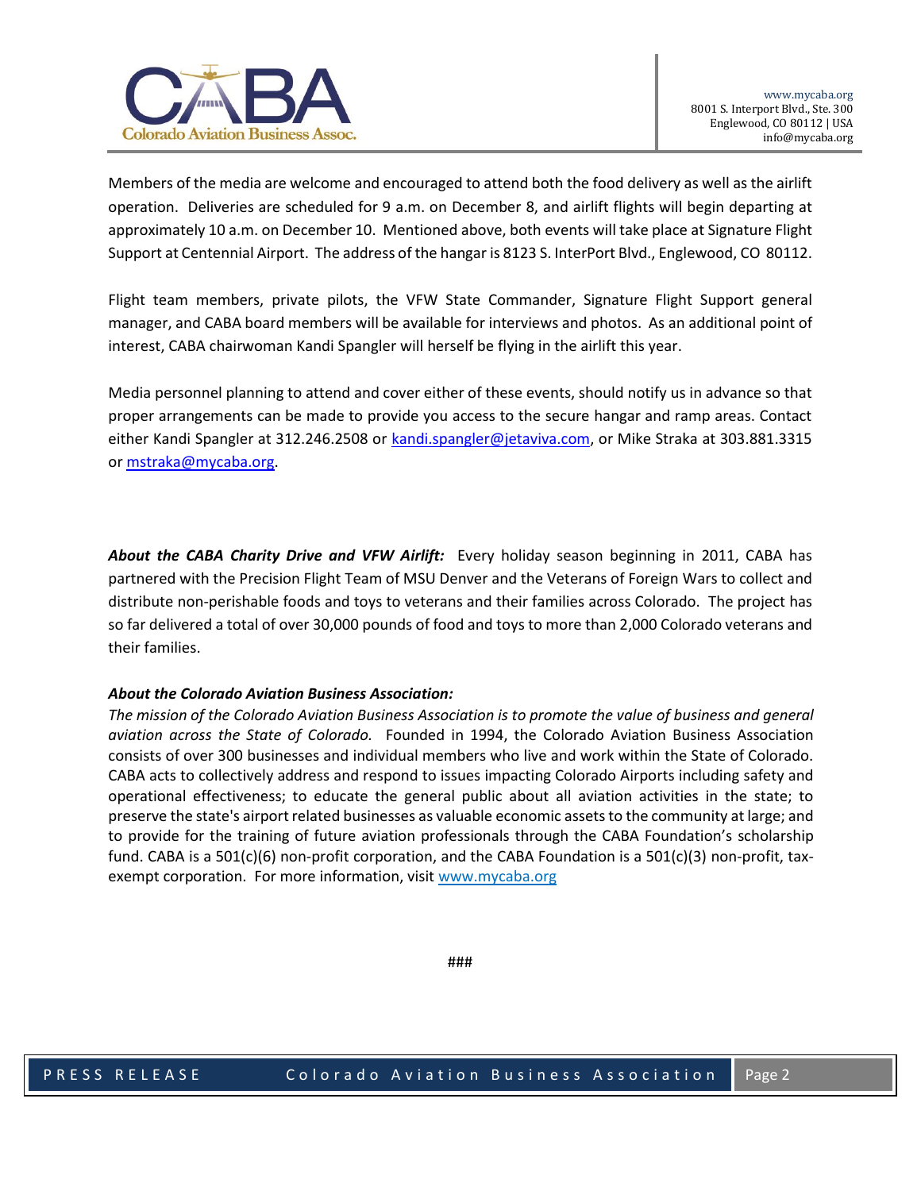Members of the media are welcome and encouraged to attend both the food delivery as well as the airlift operation. Deliveries are scheduled for 9 a.m. on December 8, and airlift flights will begin departing at approximately 10 a.m. on December 10. Mentioned above, both events will take place at Signature Flight Support at Centennial Airport. The address of the hangar is 8123 S. InterPort Blvd., Englewood, CO 80112.

Flight team members, private pilots, the VFW State Commander, Signature Flight Support general manager, and CABA board members will be available for interviews and photos. As an additional point of interest, CABA chairwoman Kandi Spangler will herself be flying in the airlift this year.

Media personnel planning to attend and cover either of these events, should notify us in advance so that proper arrangements can be made to provide you access to the secure hangar and ramp areas. Contact either Kandi Spangler at 312.246.2508 or [kandi.spangler@jetaviva.com](mailto:kandi.spangler@jetaviva.com), or Mike Straka at 303.881.3315 or [mstraka@mycaba.org](mailto:mstraka@mycaba.org).

***About the CABA Charity Drive and VFW Airlift:*** Every holiday season beginning in 2011, CABA has partnered with the Precision Flight Team of MSU Denver and the Veterans of Foreign Wars to collect and distribute non-perishable foods and toys to veterans and their families across Colorado. The project has so far delivered a total of over 30,000 pounds of food and toys to more than 2,000 Colorado veterans and their families.

***About the Colorado Aviation Business Association:***
*The mission of the Colorado Aviation Business Association is to promote the value of business and general aviation across the State of Colorado.* Founded in 1994, the Colorado Aviation Business Association consists of over 300 businesses and individual members who live and work within the State of Colorado. CABA acts to collectively address and respond to issues impacting Colorado Airports including safety and operational effectiveness; to educate the general public about all aviation activities in the state; to preserve the state's airport related businesses as valuable economic assets to the community at large; and to provide for the training of future aviation professionals through the CABA Foundation's scholarship fund. CABA is a 501(c)(6) non-profit corporation, and the CABA Foundation is a 501(c)(3) non-profit, tax-exempt corporation. For more information, visit [www.mycaba.org](http://www.mycaba.org)

###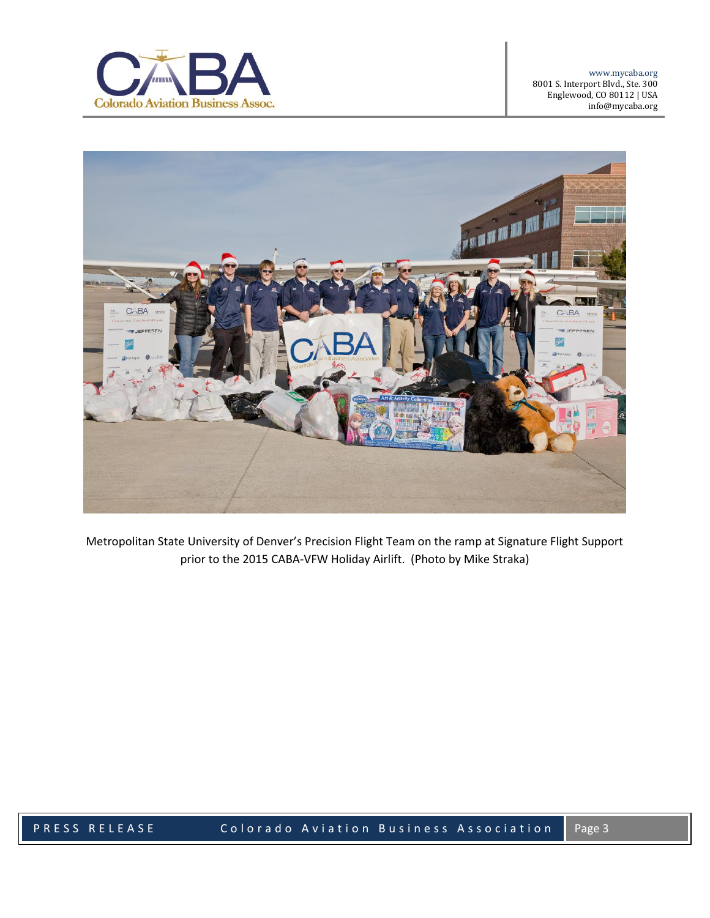Metropolitan State University of Denver's Precision Flight Team on the ramp at Signature Flight Support prior to the 2015 CABA-VFW Holiday Airlift. (Photo by Mike Straka)